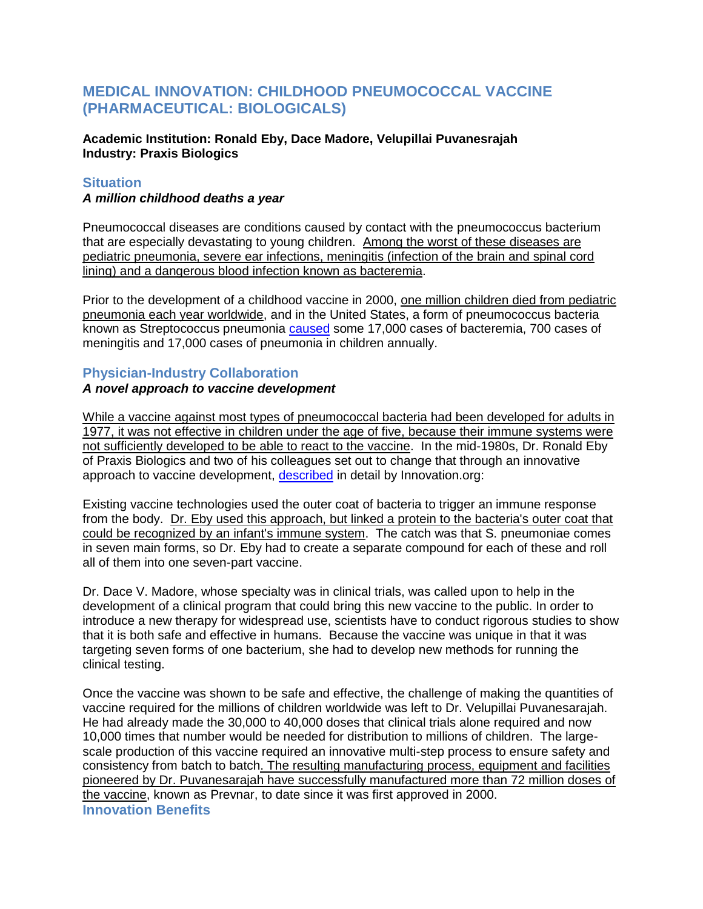## MEDICAL INNOVATION: CHILDHOOD PNEUMOCOCCAL VACCINE (PHARMACEUTICAL: BIOLOGICALS)

**Academic Institution: Ronald Eby, Dace Madore, Velupillai Puvanesrajah**
**Industry: Praxis Biologics**

### Situation

***A million childhood deaths a year***

Pneumococcal diseases are conditions caused by contact with the pneumococcus bacterium that are especially devastating to young children. Among the worst of these diseases are pediatric pneumonia, severe ear infections, meningitis (infection of the brain and spinal cord lining) and a dangerous blood infection known as bacteremia.

Prior to the development of a childhood vaccine in 2000, one million children died from pediatric pneumonia each year worldwide, and in the United States, a form of pneumococcus bacteria known as Streptococcus pneumonia caused some 17,000 cases of bacteremia, 700 cases of meningitis and 17,000 cases of pneumonia in children annually.

### Physician-Industry Collaboration

***A novel approach to vaccine development***

While a vaccine against most types of pneumococcal bacteria had been developed for adults in 1977, it was not effective in children under the age of five, because their immune systems were not sufficiently developed to be able to react to the vaccine. In the mid-1980s, Dr. Ronald Eby of Praxis Biologics and two of his colleagues set out to change that through an innovative approach to vaccine development, described in detail by Innovation.org:

Existing vaccine technologies used the outer coat of bacteria to trigger an immune response from the body. Dr. Eby used this approach, but linked a protein to the bacteria's outer coat that could be recognized by an infant's immune system. The catch was that S. pneumoniae comes in seven main forms, so Dr. Eby had to create a separate compound for each of these and roll all of them into one seven-part vaccine.

Dr. Dace V. Madore, whose specialty was in clinical trials, was called upon to help in the development of a clinical program that could bring this new vaccine to the public. In order to introduce a new therapy for widespread use, scientists have to conduct rigorous studies to show that it is both safe and effective in humans. Because the vaccine was unique in that it was targeting seven forms of one bacterium, she had to develop new methods for running the clinical testing.

Once the vaccine was shown to be safe and effective, the challenge of making the quantities of vaccine required for the millions of children worldwide was left to Dr. Velupillai Puvanesarajah. He had already made the 30,000 to 40,000 doses that clinical trials alone required and now 10,000 times that number would be needed for distribution to millions of children. The large-scale production of this vaccine required an innovative multi-step process to ensure safety and consistency from batch to batch. The resulting manufacturing process, equipment and facilities pioneered by Dr. Puvanesarajah have successfully manufactured more than 72 million doses of the vaccine, known as Prevnar, to date since it was first approved in 2000.

### Innovation Benefits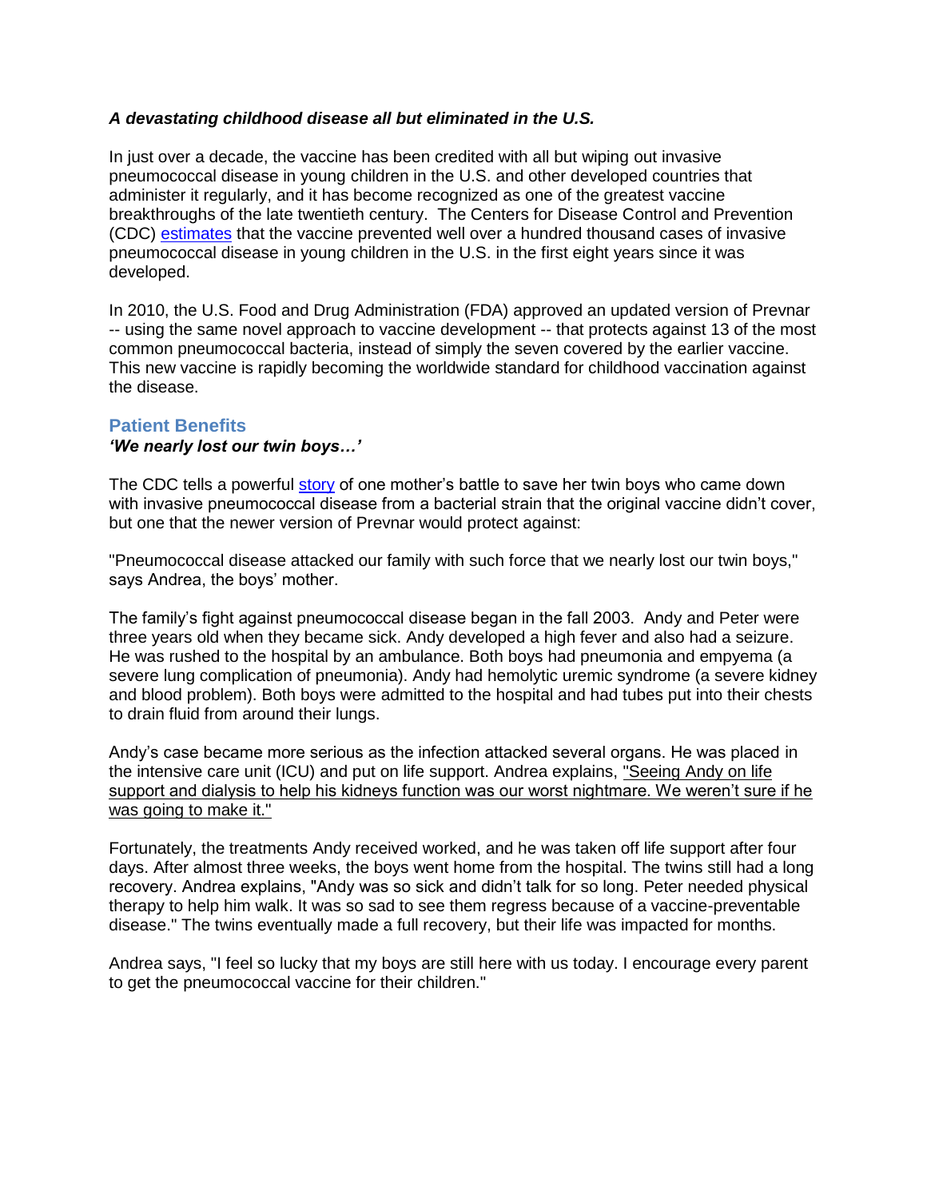***A devastating childhood disease all but eliminated in the U.S.***

In just over a decade, the vaccine has been credited with all but wiping out invasive pneumococcal disease in young children in the U.S. and other developed countries that administer it regularly, and it has become recognized as one of the greatest vaccine breakthroughs of the late twentieth century. The Centers for Disease Control and Prevention (CDC) estimates that the vaccine prevented well over a hundred thousand cases of invasive pneumococcal disease in young children in the U.S. in the first eight years since it was developed.

In 2010, the U.S. Food and Drug Administration (FDA) approved an updated version of Prevnar -- using the same novel approach to vaccine development -- that protects against 13 of the most common pneumococcal bacteria, instead of simply the seven covered by the earlier vaccine. This new vaccine is rapidly becoming the worldwide standard for childhood vaccination against the disease.

## Patient Benefits

***'We nearly lost our twin boys…'***

The CDC tells a powerful story of one mother's battle to save her twin boys who came down with invasive pneumococcal disease from a bacterial strain that the original vaccine didn't cover, but one that the newer version of Prevnar would protect against:

"Pneumococcal disease attacked our family with such force that we nearly lost our twin boys," says Andrea, the boys' mother.

The family's fight against pneumococcal disease began in the fall 2003. Andy and Peter were three years old when they became sick. Andy developed a high fever and also had a seizure. He was rushed to the hospital by an ambulance. Both boys had pneumonia and empyema (a severe lung complication of pneumonia). Andy had hemolytic uremic syndrome (a severe kidney and blood problem). Both boys were admitted to the hospital and had tubes put into their chests to drain fluid from around their lungs.

Andy's case became more serious as the infection attacked several organs. He was placed in the intensive care unit (ICU) and put on life support. Andrea explains, "Seeing Andy on life support and dialysis to help his kidneys function was our worst nightmare. We weren't sure if he was going to make it."

Fortunately, the treatments Andy received worked, and he was taken off life support after four days. After almost three weeks, the boys went home from the hospital. The twins still had a long recovery. Andrea explains, "Andy was so sick and didn't talk for so long. Peter needed physical therapy to help him walk. It was so sad to see them regress because of a vaccine-preventable disease." The twins eventually made a full recovery, but their life was impacted for months.

Andrea says, "I feel so lucky that my boys are still here with us today. I encourage every parent to get the pneumococcal vaccine for their children."